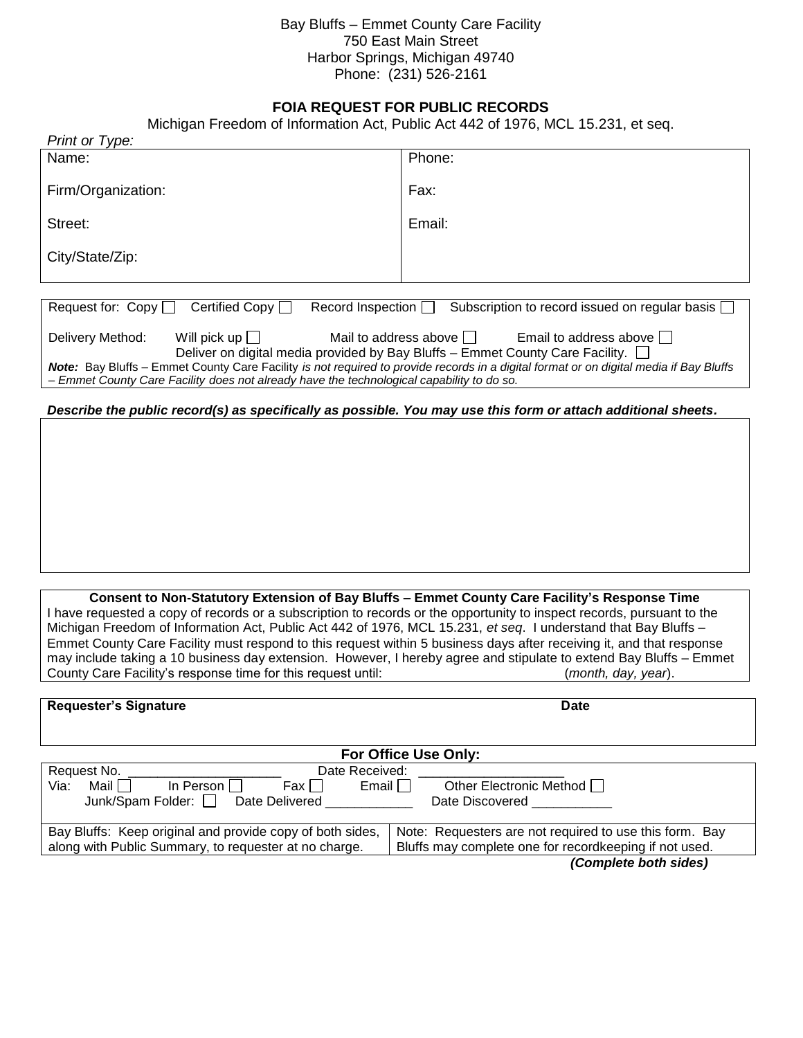Bay Bluffs – Emmet County Care Facility
750 East Main Street
Harbor Springs, Michigan 49740
Phone: (231) 526-2161

## FOIA REQUEST FOR PUBLIC RECORDS

Michigan Freedom of Information Act, Public Act 442 of 1976, MCL 15.231, et seq.

*Print or Type:*

| | |
|---|---|
| Name: | Phone: |
| Firm/Organization: | Fax: |
| Street: | Email: |
| City/State/Zip: | |

Request for: Copy ☐ Certified Copy ☐ Record Inspection ☐ Subscription to record issued on regular basis ☐

Delivery Method: Will pick up ☐ Mail to address above ☐ Email to address above ☐
Deliver on digital media provided by Bay Bluffs – Emmet County Care Facility. ☐

***Note:*** Bay Bluffs – Emmet County Care Facility *is not required to provide records in a digital format or on digital media if Bay Bluffs – Emmet County Care Facility does not already have the technological capability to do so.*

***Describe the public record(s) as specifically as possible. You may use this form or attach additional sheets.***

**Consent to Non-Statutory Extension of Bay Bluffs – Emmet County Care Facility's Response Time**

I have requested a copy of records or a subscription to records or the opportunity to inspect records, pursuant to the Michigan Freedom of Information Act, Public Act 442 of 1976, MCL 15.231, *et seq*. I understand that Bay Bluffs – Emmet County Care Facility must respond to this request within 5 business days after receiving it, and that response may include taking a 10 business day extension. However, I hereby agree and stipulate to extend Bay Bluffs – Emmet County Care Facility's response time for this request until: (*month, day, year*).

| **Requester's Signature** | **Date** |
|---|---|
| | |

**For Office Use Only:**

Request No. ____________________ Date Received: ____________________
Via: Mail ☐ In Person ☐ Fax ☐ Email ☐ Other Electronic Method ☐
Junk/Spam Folder: ☐ Date Delivered ____________ Date Discovered ___________

| | |
|---|---|
| Bay Bluffs: Keep original and provide copy of both sides, along with Public Summary, to requester at no charge. | Note: Requesters are not required to use this form. Bay Bluffs may complete one for recordkeeping if not used. |

***(Complete both sides)***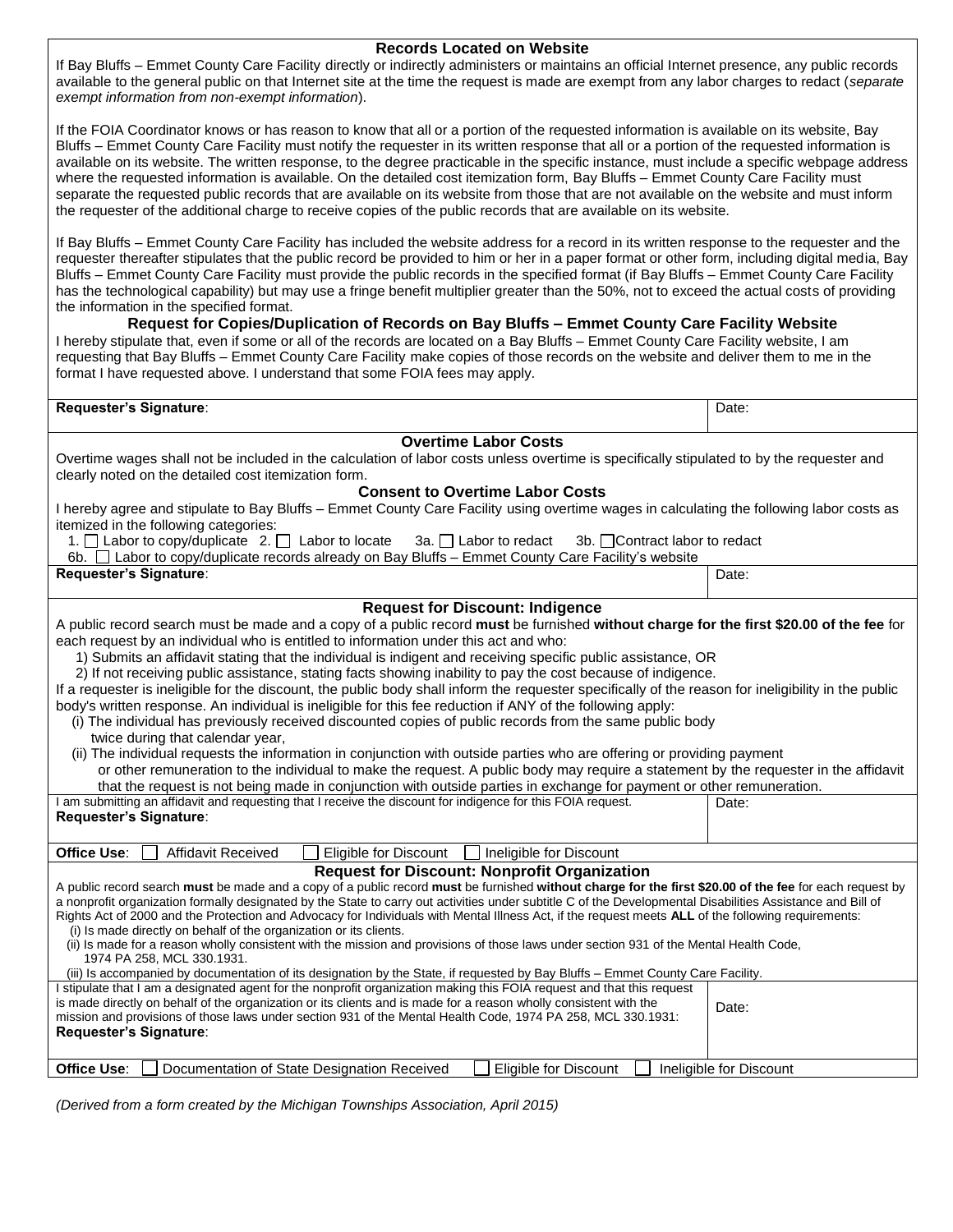## Records Located on Website

If Bay Bluffs – Emmet County Care Facility directly or indirectly administers or maintains an official Internet presence, any public records available to the general public on that Internet site at the time the request is made are exempt from any labor charges to redact (*separate exempt information from non-exempt information*).

If the FOIA Coordinator knows or has reason to know that all or a portion of the requested information is available on its website, Bay Bluffs – Emmet County Care Facility must notify the requester in its written response that all or a portion of the requested information is available on its website. The written response, to the degree practicable in the specific instance, must include a specific webpage address where the requested information is available. On the detailed cost itemization form, Bay Bluffs – Emmet County Care Facility must separate the requested public records that are available on its website from those that are not available on the website and must inform the requester of the additional charge to receive copies of the public records that are available on its website.

If Bay Bluffs – Emmet County Care Facility has included the website address for a record in its written response to the requester and the requester thereafter stipulates that the public record be provided to him or her in a paper format or other form, including digital media, Bay Bluffs – Emmet County Care Facility must provide the public records in the specified format (if Bay Bluffs – Emmet County Care Facility has the technological capability) but may use a fringe benefit multiplier greater than the 50%, not to exceed the actual costs of providing the information in the specified format.

## Request for Copies/Duplication of Records on Bay Bluffs – Emmet County Care Facility Website

I hereby stipulate that, even if some or all of the records are located on a Bay Bluffs – Emmet County Care Facility website, I am requesting that Bay Bluffs – Emmet County Care Facility make copies of those records on the website and deliver them to me in the format I have requested above. I understand that some FOIA fees may apply.

| | |
|---|---|
| **Requester's Signature**: | Date: |

## Overtime Labor Costs

Overtime wages shall not be included in the calculation of labor costs unless overtime is specifically stipulated to by the requester and clearly noted on the detailed cost itemization form.

## Consent to Overtime Labor Costs

I hereby agree and stipulate to Bay Bluffs – Emmet County Care Facility using overtime wages in calculating the following labor costs as itemized in the following categories:

1. ☐ Labor to copy/duplicate 2. ☐ Labor to locate 3a. ☐ Labor to redact 3b. ☐ Contract labor to redact
6b. ☐ Labor to copy/duplicate records already on Bay Bluffs – Emmet County Care Facility's website

| | |
|---|---|
| **Requester's Signature**: | Date: |

## Request for Discount: Indigence

A public record search must be made and a copy of a public record **must** be furnished **without charge for the first $20.00 of the fee** for each request by an individual who is entitled to information under this act and who:

1) Submits an affidavit stating that the individual is indigent and receiving specific public assistance, OR
2) If not receiving public assistance, stating facts showing inability to pay the cost because of indigence.

If a requester is ineligible for the discount, the public body shall inform the requester specifically of the reason for ineligibility in the public body's written response. An individual is ineligible for this fee reduction if ANY of the following apply:

(i) The individual has previously received discounted copies of public records from the same public body twice during that calendar year,
(ii) The individual requests the information in conjunction with outside parties who are offering or providing payment or other remuneration to the individual to make the request. A public body may require a statement by the requester in the affidavit that the request is not being made in conjunction with outside parties in exchange for payment or other remuneration.

| | |
|---|---|
| I am submitting an affidavit and requesting that I receive the discount for indigence for this FOIA request.<br>**Requester's Signature**: | Date: |

**Office Use**: ☐ Affidavit Received ☐ Eligible for Discount ☐ Ineligible for Discount

## Request for Discount: Nonprofit Organization

A public record search **must** be made and a copy of a public record **must** be furnished **without charge for the first $20.00 of the fee** for each request by a nonprofit organization formally designated by the State to carry out activities under subtitle C of the Developmental Disabilities Assistance and Bill of Rights Act of 2000 and the Protection and Advocacy for Individuals with Mental Illness Act, if the request meets **ALL** of the following requirements:

(i) Is made directly on behalf of the organization or its clients.
(ii) Is made for a reason wholly consistent with the mission and provisions of those laws under section 931 of the Mental Health Code, 1974 PA 258, MCL 330.1931.
(iii) Is accompanied by documentation of its designation by the State, if requested by Bay Bluffs – Emmet County Care Facility.

| | |
|---|---|
| I stipulate that I am a designated agent for the nonprofit organization making this FOIA request and that this request is made directly on behalf of the organization or its clients and is made for a reason wholly consistent with the mission and provisions of those laws under section 931 of the Mental Health Code, 1974 PA 258, MCL 330.1931:<br>**Requester's Signature**: | Date: |

**Office Use**: ☐ Documentation of State Designation Received ☐ Eligible for Discount ☐ Ineligible for Discount

*(Derived from a form created by the Michigan Townships Association, April 2015)*